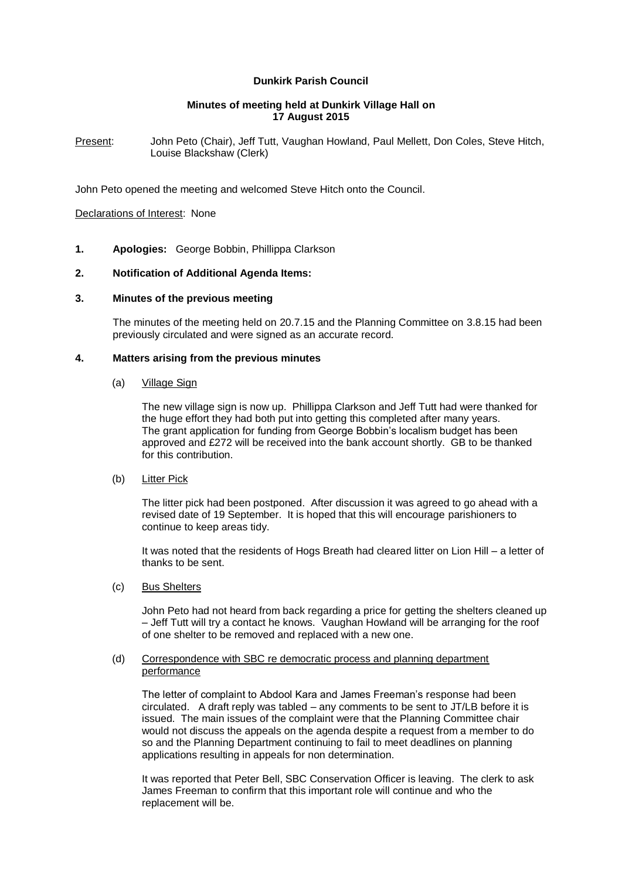**Dunkirk Parish Council**

**Minutes of meeting held at Dunkirk Village Hall on 17 August 2015**

Present: John Peto (Chair), Jeff Tutt, Vaughan Howland, Paul Mellett, Don Coles, Steve Hitch, Louise Blackshaw (Clerk)

John Peto opened the meeting and welcomed Steve Hitch onto the Council.

Declarations of Interest: None

**1. Apologies:** George Bobbin, Phillippa Clarkson

**2. Notification of Additional Agenda Items:**

**3. Minutes of the previous meeting**

The minutes of the meeting held on 20.7.15 and the Planning Committee on 3.8.15 had been previously circulated and were signed as an accurate record.

**4. Matters arising from the previous minutes**

(a) Village Sign

The new village sign is now up. Phillippa Clarkson and Jeff Tutt had were thanked for the huge effort they had both put into getting this completed after many years. The grant application for funding from George Bobbin's localism budget has been approved and £272 will be received into the bank account shortly. GB to be thanked for this contribution.

(b) Litter Pick

The litter pick had been postponed. After discussion it was agreed to go ahead with a revised date of 19 September. It is hoped that this will encourage parishioners to continue to keep areas tidy.

It was noted that the residents of Hogs Breath had cleared litter on Lion Hill – a letter of thanks to be sent.

(c) Bus Shelters

John Peto had not heard from back regarding a price for getting the shelters cleaned up – Jeff Tutt will try a contact he knows. Vaughan Howland will be arranging for the roof of one shelter to be removed and replaced with a new one.

(d) Correspondence with SBC re democratic process and planning department performance

The letter of complaint to Abdool Kara and James Freeman's response had been circulated. A draft reply was tabled – any comments to be sent to JT/LB before it is issued. The main issues of the complaint were that the Planning Committee chair would not discuss the appeals on the agenda despite a request from a member to do so and the Planning Department continuing to fail to meet deadlines on planning applications resulting in appeals for non determination.

It was reported that Peter Bell, SBC Conservation Officer is leaving. The clerk to ask James Freeman to confirm that this important role will continue and who the replacement will be.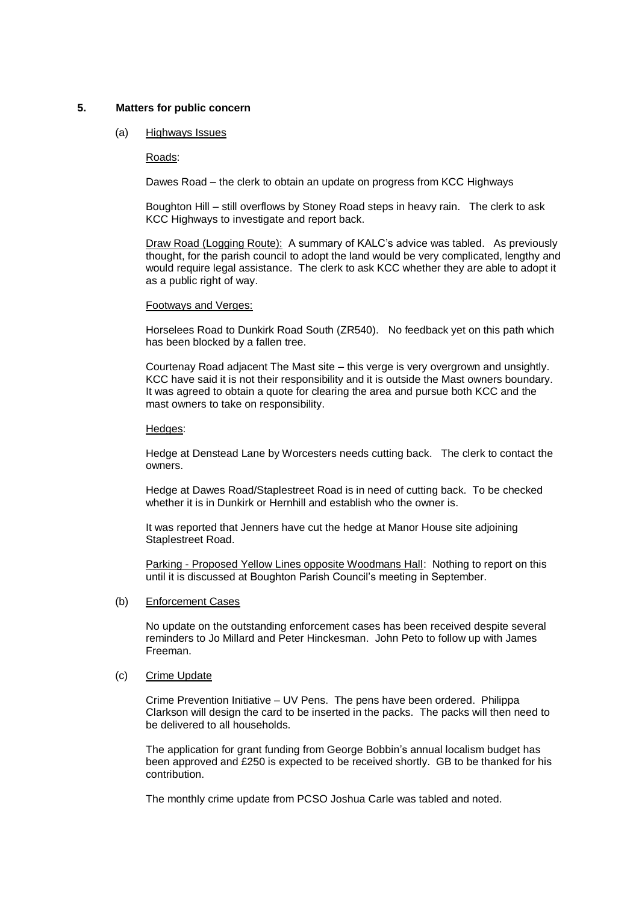## 5. Matters for public concern

### (a) Highways Issues

Roads:

Dawes Road – the clerk to obtain an update on progress from KCC Highways

Boughton Hill – still overflows by Stoney Road steps in heavy rain. The clerk to ask KCC Highways to investigate and report back.

Draw Road (Logging Route): A summary of KALC's advice was tabled. As previously thought, for the parish council to adopt the land would be very complicated, lengthy and would require legal assistance. The clerk to ask KCC whether they are able to adopt it as a public right of way.

Footways and Verges:

Horselees Road to Dunkirk Road South (ZR540). No feedback yet on this path which has been blocked by a fallen tree.

Courtenay Road adjacent The Mast site – this verge is very overgrown and unsightly. KCC have said it is not their responsibility and it is outside the Mast owners boundary. It was agreed to obtain a quote for clearing the area and pursue both KCC and the mast owners to take on responsibility.

Hedges:

Hedge at Denstead Lane by Worcesters needs cutting back. The clerk to contact the owners.

Hedge at Dawes Road/Staplestreet Road is in need of cutting back. To be checked whether it is in Dunkirk or Hernhill and establish who the owner is.

It was reported that Jenners have cut the hedge at Manor House site adjoining Staplestreet Road.

Parking - Proposed Yellow Lines opposite Woodmans Hall: Nothing to report on this until it is discussed at Boughton Parish Council's meeting in September.

### (b) Enforcement Cases

No update on the outstanding enforcement cases has been received despite several reminders to Jo Millard and Peter Hinckesman. John Peto to follow up with James Freeman.

### (c) Crime Update

Crime Prevention Initiative – UV Pens. The pens have been ordered. Philippa Clarkson will design the card to be inserted in the packs. The packs will then need to be delivered to all households.

The application for grant funding from George Bobbin's annual localism budget has been approved and £250 is expected to be received shortly. GB to be thanked for his contribution.

The monthly crime update from PCSO Joshua Carle was tabled and noted.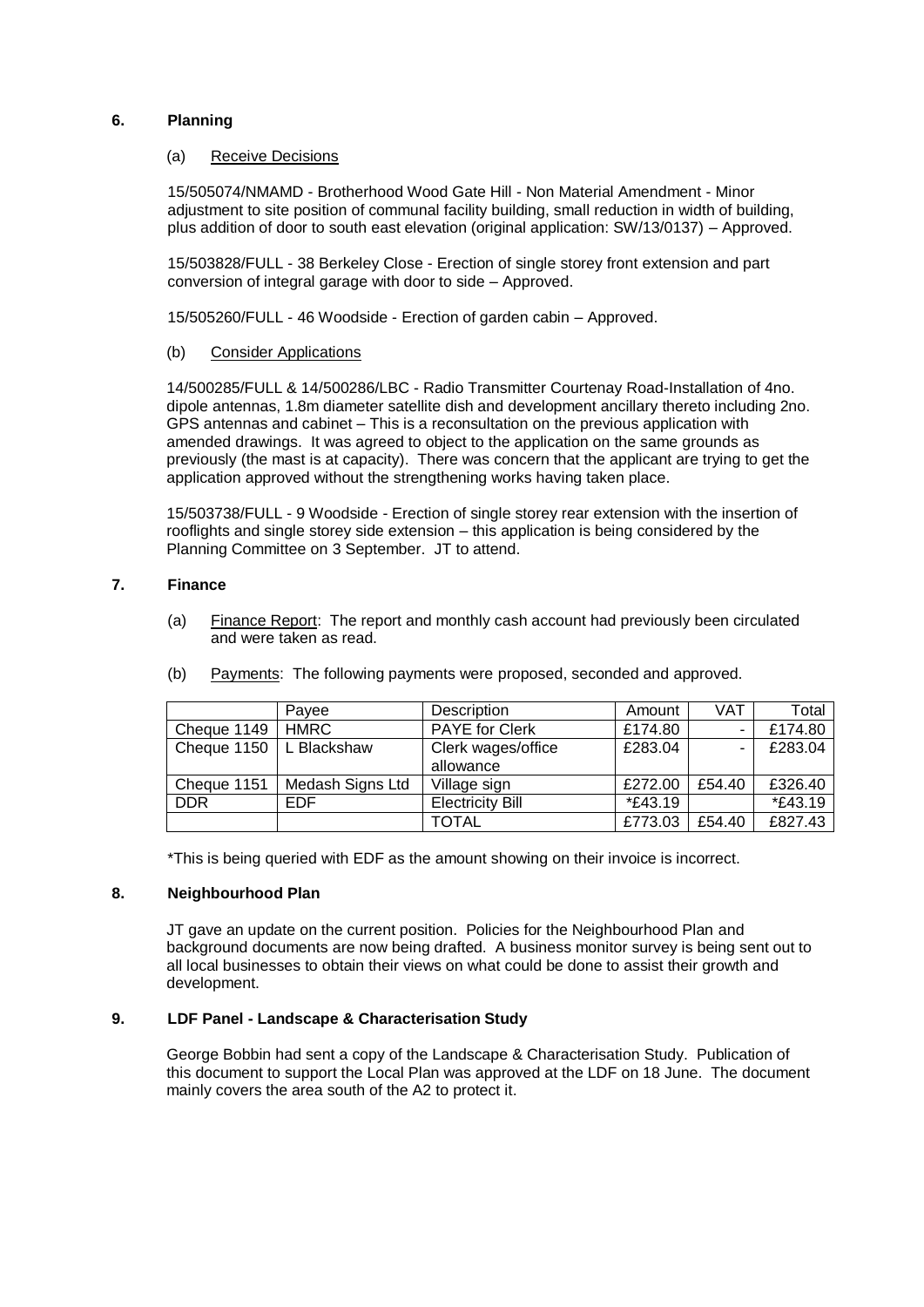## 6. Planning

### (a) Receive Decisions

15/505074/NMAMD - Brotherhood Wood Gate Hill - Non Material Amendment - Minor adjustment to site position of communal facility building, small reduction in width of building, plus addition of door to south east elevation (original application: SW/13/0137) – Approved.

15/503828/FULL - 38 Berkeley Close - Erection of single storey front extension and part conversion of integral garage with door to side – Approved.

15/505260/FULL - 46 Woodside - Erection of garden cabin – Approved.

### (b) Consider Applications

14/500285/FULL & 14/500286/LBC - Radio Transmitter Courtenay Road-Installation of 4no. dipole antennas, 1.8m diameter satellite dish and development ancillary thereto including 2no. GPS antennas and cabinet – This is a reconsultation on the previous application with amended drawings. It was agreed to object to the application on the same grounds as previously (the mast is at capacity). There was concern that the applicant are trying to get the application approved without the strengthening works having taken place.

15/503738/FULL - 9 Woodside - Erection of single storey rear extension with the insertion of rooflights and single storey side extension – this application is being considered by the Planning Committee on 3 September. JT to attend.

## 7. Finance

(a) Finance Report: The report and monthly cash account had previously been circulated and were taken as read.

(b) Payments: The following payments were proposed, seconded and approved.

| | Payee | Description | Amount | VAT | Total |
|---|---|---|---|---|---|
| Cheque 1149 | HMRC | PAYE for Clerk | £174.80 | - | £174.80 |
| Cheque 1150 | L Blackshaw | Clerk wages/office allowance | £283.04 | - | £283.04 |
| Cheque 1151 | Medash Signs Ltd | Village sign | £272.00 | £54.40 | £326.40 |
| DDR | EDF | Electricity Bill | *£43.19 | | *£43.19 |
| | | TOTAL | £773.03 | £54.40 | £827.43 |

*This is being queried with EDF as the amount showing on their invoice is incorrect.

## 8. Neighbourhood Plan

JT gave an update on the current position. Policies for the Neighbourhood Plan and background documents are now being drafted. A business monitor survey is being sent out to all local businesses to obtain their views on what could be done to assist their growth and development.

## 9. LDF Panel - Landscape & Characterisation Study

George Bobbin had sent a copy of the Landscape & Characterisation Study. Publication of this document to support the Local Plan was approved at the LDF on 18 June. The document mainly covers the area south of the A2 to protect it.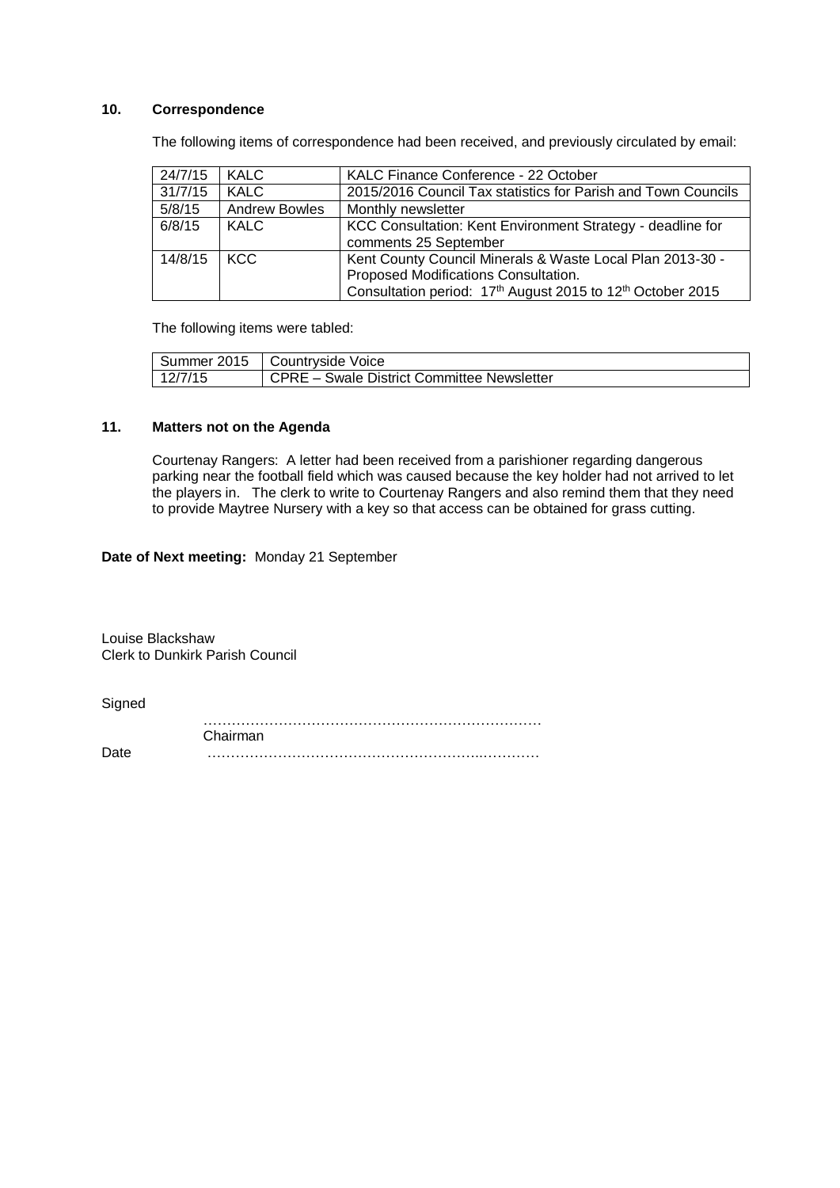## 10. Correspondence

The following items of correspondence had been received, and previously circulated by email:

| | | |
|---|---|---|
| 24/7/15 | KALC | KALC Finance Conference - 22 October |
| 31/7/15 | KALC | 2015/2016 Council Tax statistics for Parish and Town Councils |
| 5/8/15 | Andrew Bowles | Monthly newsletter |
| 6/8/15 | KALC | KCC Consultation: Kent Environment Strategy - deadline for comments 25 September |
| 14/8/15 | KCC | Kent County Council Minerals & Waste Local Plan 2013-30 - Proposed Modifications Consultation. Consultation period: 17th August 2015 to 12th October 2015 |

The following items were tabled:

| | |
|---|---|
| Summer 2015 | Countryside Voice |
| 12/7/15 | CPRE – Swale District Committee Newsletter |

## 11. Matters not on the Agenda

Courtenay Rangers: A letter had been received from a parishioner regarding dangerous parking near the football field which was caused because the key holder had not arrived to let the players in. The clerk to write to Courtenay Rangers and also remind them that they need to provide Maytree Nursery with a key so that access can be obtained for grass cutting.

**Date of Next meeting:** Monday 21 September

Louise Blackshaw
Clerk to Dunkirk Parish Council

Signed

………………………………………………………………
Chairman

Date ………………………………………………………………